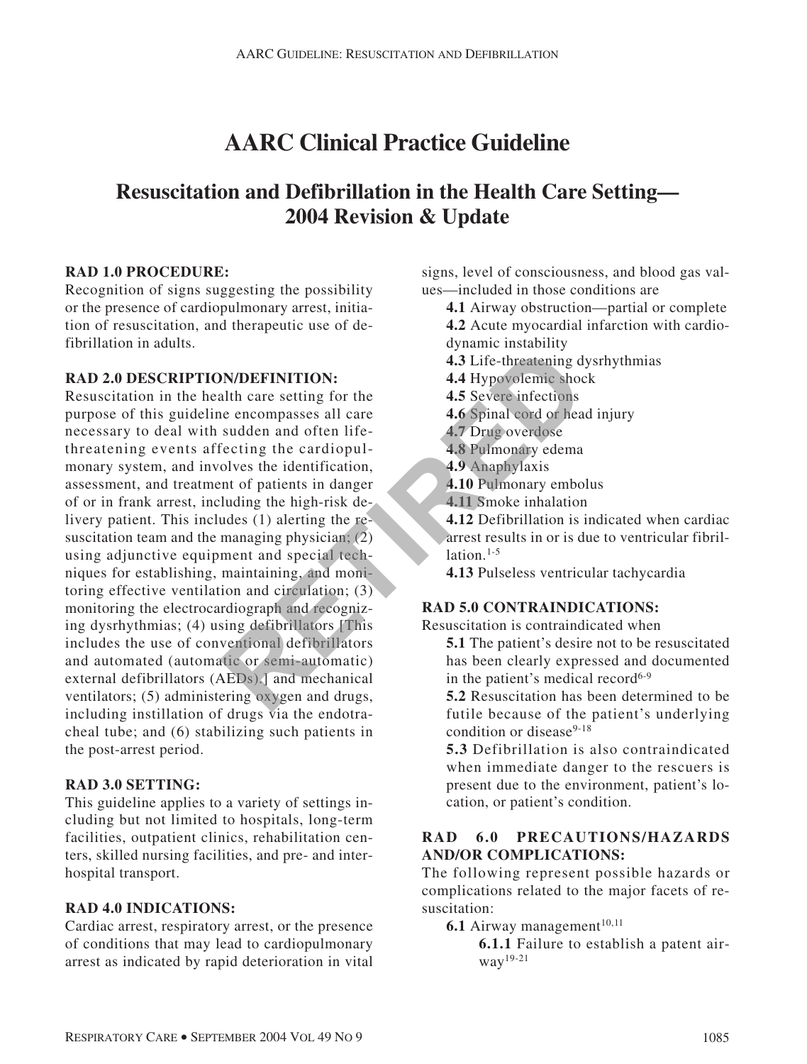# AARC Clinical Practice Guideline

## Resuscitation and Defibrillation in the Health Care Setting—2004 Revision & Update

**RAD 1.0 PROCEDURE:**

Recognition of signs suggesting the possibility or the presence of cardiopulmonary arrest, initiation of resuscitation, and therapeutic use of defibrillation in adults.

**RAD 2.0 DESCRIPTION/DEFINITION:**

Resuscitation in the health care setting for the purpose of this guideline encompasses all care necessary to deal with sudden and often life-threatening events affecting the cardiopulmonary system, and involves the identification, assessment, and treatment of patients in danger of or in frank arrest, including the high-risk delivery patient. This includes (1) alerting the resuscitation team and the managing physician; (2) using adjunctive equipment and special techniques for establishing, maintaining, and monitoring effective ventilation and circulation; (3) monitoring the electrocardiograph and recognizing dysrhythmias; (4) using defibrillators [This includes the use of conventional defibrillators and automated (automatic or semi-automatic) external defibrillators (AEDs).] and mechanical ventilators; (5) administering oxygen and drugs, including instillation of drugs via the endotracheal tube; and (6) stabilizing such patients in the post-arrest period.

**RAD 3.0 SETTING:**

This guideline applies to a variety of settings including but not limited to hospitals, long-term facilities, outpatient clinics, rehabilitation centers, skilled nursing facilities, and pre- and inter-hospital transport.

**RAD 4.0 INDICATIONS:**

Cardiac arrest, respiratory arrest, or the presence of conditions that may lead to cardiopulmonary arrest as indicated by rapid deterioration in vital signs, level of consciousness, and blood gas values—included in those conditions are

**4.1** Airway obstruction—partial or complete

**4.2** Acute myocardial infarction with cardiodynamic instability

**4.3** Life-threatening dysrhythmias

**4.4** Hypovolemic shock

**4.5** Severe infections

**4.6** Spinal cord or head injury

**4.7** Drug overdose

**4.8** Pulmonary edema

**4.9** Anaphylaxis

**4.10** Pulmonary embolus

**4.11** Smoke inhalation

**4.12** Defibrillation is indicated when cardiac arrest results in or is due to ventricular fibrillation.[1-5]

**4.13** Pulseless ventricular tachycardia

**RAD 5.0 CONTRAINDICATIONS:**

Resuscitation is contraindicated when

**5.1** The patient's desire not to be resuscitated has been clearly expressed and documented in the patient's medical record[6-9]

**5.2** Resuscitation has been determined to be futile because of the patient's underlying condition or disease[9-18]

**5.3** Defibrillation is also contraindicated when immediate danger to the rescuers is present due to the environment, patient's location, or patient's condition.

**RAD 6.0 PRECAUTIONS/HAZARDS AND/OR COMPLICATIONS:**

The following represent possible hazards or complications related to the major facets of resuscitation:

**6.1** Airway management[10,11]

**6.1.1** Failure to establish a patent airway[19-21]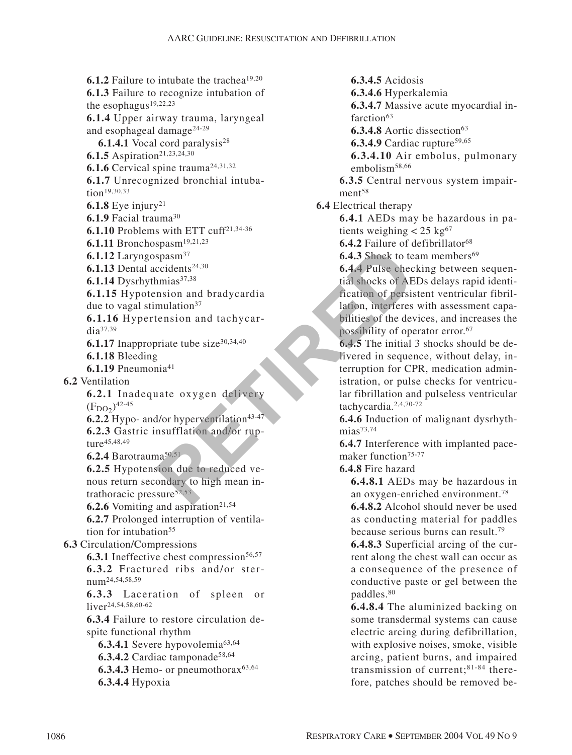**6.1.2** Failure to intubate the trachea[19,20]

**6.1.3** Failure to recognize intubation of the esophagus[19,22,23]

**6.1.4** Upper airway trauma, laryngeal and esophageal damage[24-29]

**6.1.4.1** Vocal cord paralysis[28]

**6.1.5** Aspiration[21,23,24,30]

**6.1.6** Cervical spine trauma[24,31,32]

**6.1.7** Unrecognized bronchial intubation[19,30,33]

**6.1.8** Eye injury[21]

**6.1.9** Facial trauma[30]

**6.1.10** Problems with ETT cuff[21,34-36]

**6.1.11** Bronchospasm[19,21,23]

**6.1.12** Laryngospasm[37]

**6.1.13** Dental accidents[24,30]

**6.1.14** Dysrhythmias[37,38]

**6.1.15** Hypotension and bradycardia due to vagal stimulation[37]

**6.1.16** Hypertension and tachycardia[37,39]

**6.1.17** Inappropriate tube size[30,34,40]

**6.1.18** Bleeding

**6.1.19** Pneumonia[41]

**6.2** Ventilation

**6.2.1** Inadequate oxygen delivery ($F_{DO_2}$)[42-45]

**6.2.2** Hypo- and/or hyperventilation[43-47]

**6.2.3** Gastric insufflation and/or rupture[45,48,49]

**6.2.4** Barotrauma[50,51]

**6.2.5** Hypotension due to reduced venous return secondary to high mean intrathoracic pressure[52,53]

**6.2.6** Vomiting and aspiration[21,54]

**6.2.7** Prolonged interruption of ventilation for intubation[55]

**6.3** Circulation/Compressions

**6.3.1** Ineffective chest compression[56,57]

**6.3.2** Fractured ribs and/or sternum[24,54,58,59]

**6.3.3** Laceration of spleen or liver[24,54,58,60-62]

**6.3.4** Failure to restore circulation despite functional rhythm

**6.3.4.1** Severe hypovolemia[63,64]

**6.3.4.2** Cardiac tamponade[58,64]

**6.3.4.3** Hemo- or pneumothorax[63,64]

**6.3.4.4** Hypoxia

**6.3.4.5** Acidosis

**6.3.4.6** Hyperkalemia

**6.3.4.7** Massive acute myocardial infarction[63]

**6.3.4.8** Aortic dissection[63]

**6.3.4.9** Cardiac rupture[59,65]

**6.3.4.10** Air embolus, pulmonary embolism[58,66]

**6.3.5** Central nervous system impairment[58]

**6.4** Electrical therapy

**6.4.1** AEDs may be hazardous in patients weighing < 25 kg[67]

**6.4.2** Failure of defibrillator[68]

**6.4.3** Shock to team members[69]

**6.4.4** Pulse checking between sequential shocks of AEDs delays rapid identification of persistent ventricular fibrillation, interferes with assessment capabilities of the devices, and increases the possibility of operator error.[67]

**6.4.5** The initial 3 shocks should be delivered in sequence, without delay, interruption for CPR, medication administration, or pulse checks for ventricular fibrillation and pulseless ventricular tachycardia.[2,4,70-72]

**6.4.6** Induction of malignant dysrhythmias[73,74]

**6.4.7** Interference with implanted pacemaker function[75-77]

**6.4.8** Fire hazard

**6.4.8.1** AEDs may be hazardous in an oxygen-enriched environment.[78]

**6.4.8.2** Alcohol should never be used as conducting material for paddles because serious burns can result.[79]

**6.4.8.3** Superficial arcing of the current along the chest wall can occur as a consequence of the presence of conductive paste or gel between the paddles.[80]

**6.4.8.4** The aluminized backing on some transdermal systems can cause electric arcing during defibrillation, with explosive noises, smoke, visible arcing, patient burns, and impaired transmission of current;[81-84] therefore, patches should be removed be-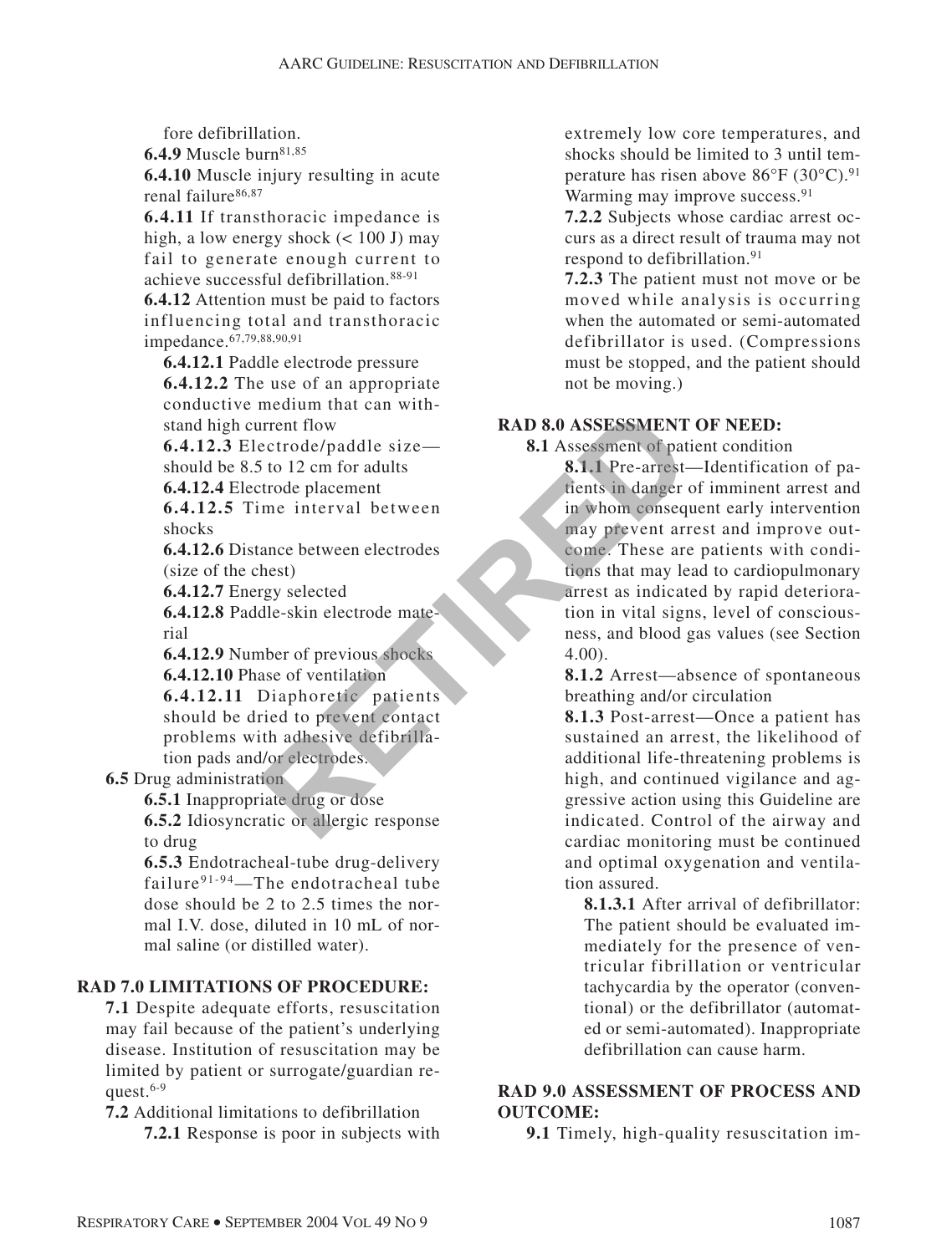fore defibrillation.

**6.4.9** Muscle burn[81,85]

**6.4.10** Muscle injury resulting in acute renal failure[86,87]

**6.4.11** If transthoracic impedance is high, a low energy shock (< 100 J) may fail to generate enough current to achieve successful defibrillation.[88-91]

**6.4.12** Attention must be paid to factors influencing total and transthoracic impedance.[67,79,88,90,91]

**6.4.12.1** Paddle electrode pressure

**6.4.12.2** The use of an appropriate conductive medium that can withstand high current flow

**6.4.12.3** Electrode/paddle size—should be 8.5 to 12 cm for adults

**6.4.12.4** Electrode placement

**6.4.12.5** Time interval between shocks

**6.4.12.6** Distance between electrodes (size of the chest)

**6.4.12.7** Energy selected

**6.4.12.8** Paddle-skin electrode material

**6.4.12.9** Number of previous shocks

**6.4.12.10** Phase of ventilation

**6.4.12.11** Diaphoretic patients should be dried to prevent contact problems with adhesive defibrillation pads and/or electrodes.

**6.5** Drug administration

**6.5.1** Inappropriate drug or dose

**6.5.2** Idiosyncratic or allergic response to drug

**6.5.3** Endotracheal-tube drug-delivery failure[91-94]—The endotracheal tube dose should be 2 to 2.5 times the normal I.V. dose, diluted in 10 mL of normal saline (or distilled water).

## RAD 7.0 LIMITATIONS OF PROCEDURE:

**7.1** Despite adequate efforts, resuscitation may fail because of the patient's underlying disease. Institution of resuscitation may be limited by patient or surrogate/guardian request.[6-9]

**7.2** Additional limitations to defibrillation

**7.2.1** Response is poor in subjects with extremely low core temperatures, and shocks should be limited to 3 until temperature has risen above 86°F (30°C).[91] Warming may improve success.[91]

**7.2.2** Subjects whose cardiac arrest occurs as a direct result of trauma may not respond to defibrillation.[91]

**7.2.3** The patient must not move or be moved while analysis is occurring when the automated or semi-automated defibrillator is used. (Compressions must be stopped, and the patient should not be moving.)

## RAD 8.0 ASSESSMENT OF NEED:

**8.1** Assessment of patient condition

**8.1.1** Pre-arrest—Identification of patients in danger of imminent arrest and in whom consequent early intervention may prevent arrest and improve outcome. These are patients with conditions that may lead to cardiopulmonary arrest as indicated by rapid deterioration in vital signs, level of consciousness, and blood gas values (see Section 4.00).

**8.1.2** Arrest—absence of spontaneous breathing and/or circulation

**8.1.3** Post-arrest—Once a patient has sustained an arrest, the likelihood of additional life-threatening problems is high, and continued vigilance and aggressive action using this Guideline are indicated. Control of the airway and cardiac monitoring must be continued and optimal oxygenation and ventilation assured.

**8.1.3.1** After arrival of defibrillator: The patient should be evaluated immediately for the presence of ventricular fibrillation or ventricular tachycardia by the operator (conventional) or the defibrillator (automated or semi-automated). Inappropriate defibrillation can cause harm.

## RAD 9.0 ASSESSMENT OF PROCESS AND OUTCOME:

**9.1** Timely, high-quality resuscitation im-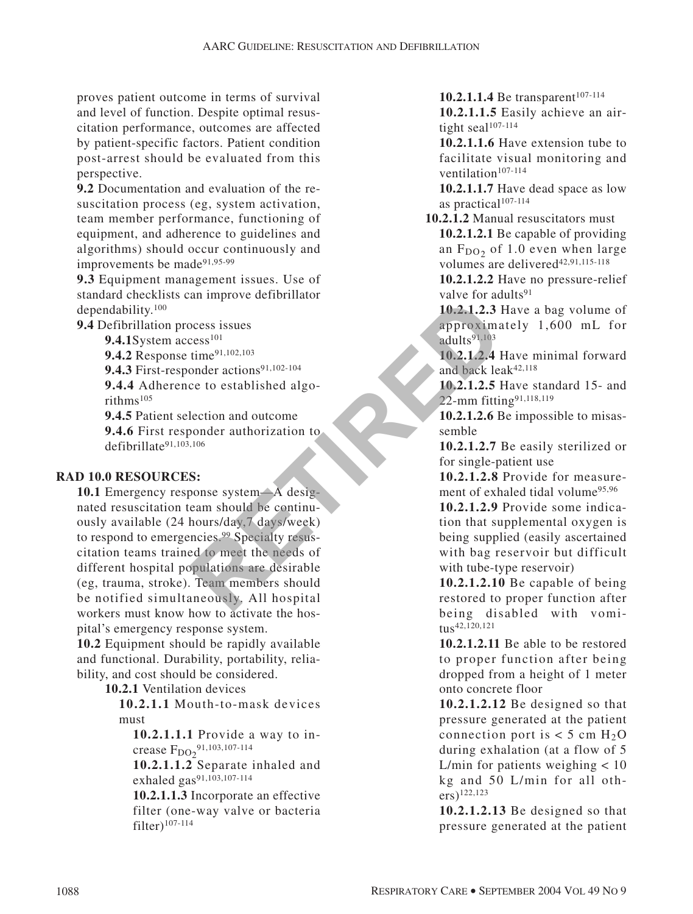proves patient outcome in terms of survival and level of function. Despite optimal resuscitation performance, outcomes are affected by patient-specific factors. Patient condition post-arrest should be evaluated from this perspective.

**9.2** Documentation and evaluation of the resuscitation process (eg, system activation, team member performance, functioning of equipment, and adherence to guidelines and algorithms) should occur continuously and improvements be made[91,95-99]

**9.3** Equipment management issues. Use of standard checklists can improve defibrillator dependability.[100]

**9.4** Defibrillation process issues

- **9.4.1** System access[101]
- **9.4.2** Response time[91,102,103]
- **9.4.3** First-responder actions[91,102-104]
- **9.4.4** Adherence to established algorithms[105]
- **9.4.5** Patient selection and outcome
- **9.4.6** First responder authorization to defibrillate[91,103,106]

**RAD 10.0 RESOURCES:**

**10.1** Emergency response system—A designated resuscitation team should be continuously available (24 hours/day,7 days/week) to respond to emergencies.[99] Specialty resuscitation teams trained to meet the needs of different hospital populations are desirable (eg, trauma, stroke). Team members should be notified simultaneously. All hospital workers must know how to activate the hospital's emergency response system.

**10.2** Equipment should be rapidly available and functional. Durability, portability, reliability, and cost should be considered.

**10.2.1** Ventilation devices

**10.2.1.1** Mouth-to-mask devices must

- **10.2.1.1.1** Provide a way to increase $F_{DO_2}$[91,103,107-114]
- **10.2.1.1.2** Separate inhaled and exhaled gas[91,103,107-114]
- **10.2.1.1.3** Incorporate an effective filter (one-way valve or bacteria filter)[107-114]
- **10.2.1.1.4** Be transparent[107-114]
- **10.2.1.1.5** Easily achieve an airtight seal[107-114]
- **10.2.1.1.6** Have extension tube to facilitate visual monitoring and ventilation[107-114]
- **10.2.1.1.7** Have dead space as low as practical[107-114]

**10.2.1.2** Manual resuscitators must

- **10.2.1.2.1** Be capable of providing an $F_{DO_2}$ of 1.0 even when large volumes are delivered[42,91,115-118]
- **10.2.1.2.2** Have no pressure-relief valve for adults[91]
- **10.2.1.2.3** Have a bag volume of approximately 1,600 mL for adults[91,103]
- **10.2.1.2.4** Have minimal forward and back leak[42,118]
- **10.2.1.2.5** Have standard 15- and 22-mm fitting[91,118,119]
- **10.2.1.2.6** Be impossible to misassemble
- **10.2.1.2.7** Be easily sterilized or for single-patient use
- **10.2.1.2.8** Provide for measurement of exhaled tidal volume[95,96]
- **10.2.1.2.9** Provide some indication that supplemental oxygen is being supplied (easily ascertained with bag reservoir but difficult with tube-type reservoir)
- **10.2.1.2.10** Be capable of being restored to proper function after being disabled with vomitus[42,120,121]
- **10.2.1.2.11** Be able to be restored to proper function after being dropped from a height of 1 meter onto concrete floor
- **10.2.1.2.12** Be designed so that pressure generated at the patient connection port is < 5 cm $H_2O$ during exhalation (at a flow of 5 L/min for patients weighing < 10 kg and 50 L/min for all others)[122,123]
- **10.2.1.2.13** Be designed so that pressure generated at the patient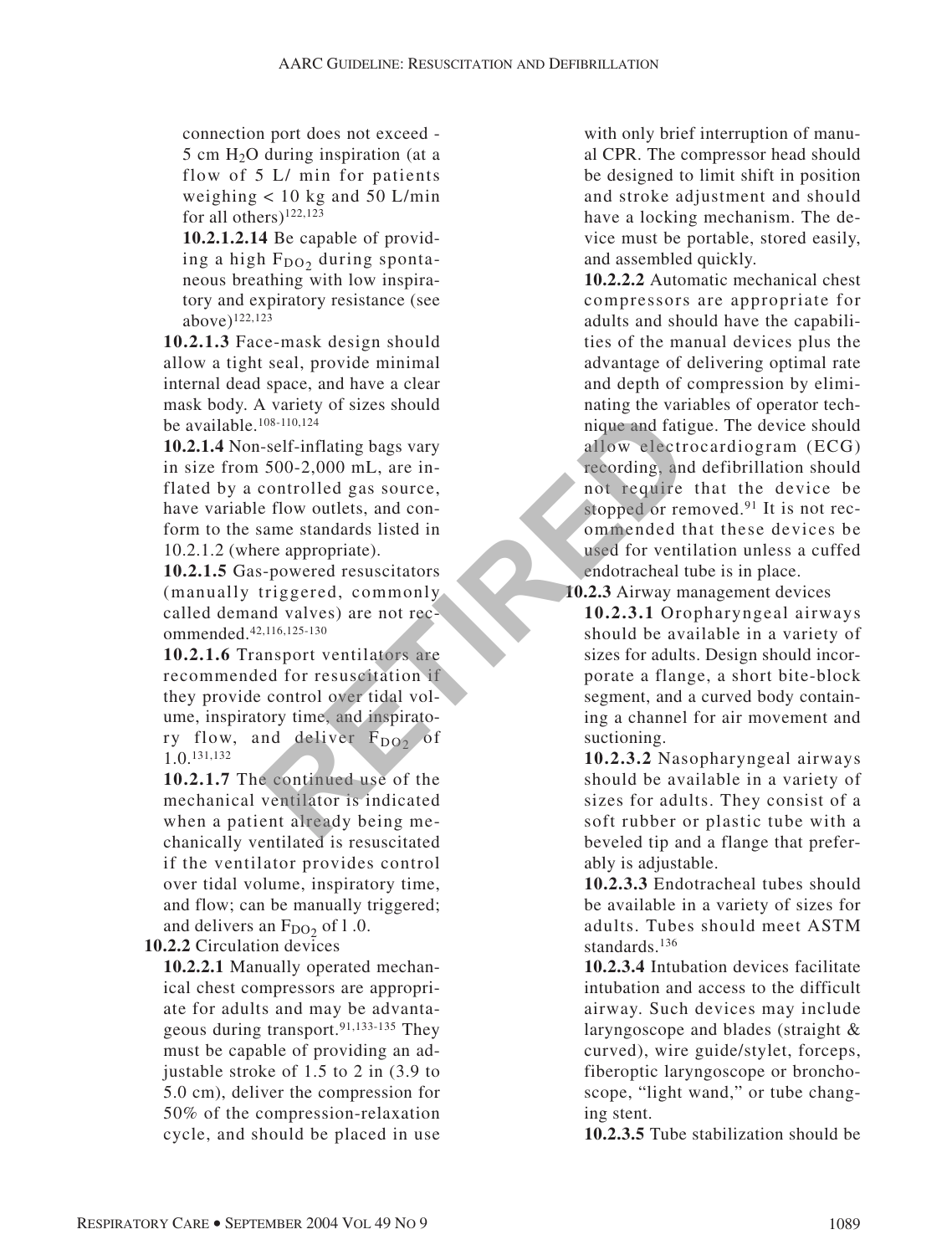connection port does not exceed -5 cm $H_2O$ during inspiration (at a flow of 5 L/ min for patients weighing < 10 kg and 50 L/min for all others)[122,123]

**10.2.1.2.14** Be capable of providing a high $F_{DO_2}$ during spontaneous breathing with low inspiratory and expiratory resistance (see above)[122,123]

**10.2.1.3** Face-mask design should allow a tight seal, provide minimal internal dead space, and have a clear mask body. A variety of sizes should be available.[108-110,124]

**10.2.1.4** Non-self-inflating bags vary in size from 500-2,000 mL, are inflated by a controlled gas source, have variable flow outlets, and conform to the same standards listed in 10.2.1.2 (where appropriate).

**10.2.1.5** Gas-powered resuscitators (manually triggered, commonly called demand valves) are not recommended.[42,116,125-130]

**10.2.1.6** Transport ventilators are recommended for resuscitation if they provide control over tidal volume, inspiratory time, and inspiratory flow, and deliver $F_{DO_2}$ of 1.0.[131,132]

**10.2.1.7** The continued use of the mechanical ventilator is indicated when a patient already being mechanically ventilated is resuscitated if the ventilator provides control over tidal volume, inspiratory time, and flow; can be manually triggered; and delivers an $F_{DO_2}$ of l .0.

**10.2.2** Circulation devices

**10.2.2.1** Manually operated mechanical chest compressors are appropriate for adults and may be advantageous during transport.[91,133-135] They must be capable of providing an adjustable stroke of 1.5 to 2 in (3.9 to 5.0 cm), deliver the compression for 50% of the compression-relaxation cycle, and should be placed in use with only brief interruption of manual CPR. The compressor head should be designed to limit shift in position and stroke adjustment and should have a locking mechanism. The device must be portable, stored easily, and assembled quickly.

**10.2.2.2** Automatic mechanical chest compressors are appropriate for adults and should have the capabilities of the manual devices plus the advantage of delivering optimal rate and depth of compression by eliminating the variables of operator technique and fatigue. The device should allow electrocardiogram (ECG) recording, and defibrillation should not require that the device be stopped or removed.[91] It is not recommended that these devices be used for ventilation unless a cuffed endotracheal tube is in place.

**10.2.3** Airway management devices

**10.2.3.1** Oropharyngeal airways should be available in a variety of sizes for adults. Design should incorporate a flange, a short bite-block segment, and a curved body containing a channel for air movement and suctioning.

**10.2.3.2** Nasopharyngeal airways should be available in a variety of sizes for adults. They consist of a soft rubber or plastic tube with a beveled tip and a flange that preferably is adjustable.

**10.2.3.3** Endotracheal tubes should be available in a variety of sizes for adults. Tubes should meet ASTM standards.[136]

**10.2.3.4** Intubation devices facilitate intubation and access to the difficult airway. Such devices may include laryngoscope and blades (straight & curved), wire guide/stylet, forceps, fiberoptic laryngoscope or bronchoscope, "light wand," or tube changing stent.

**10.2.3.5** Tube stabilization should be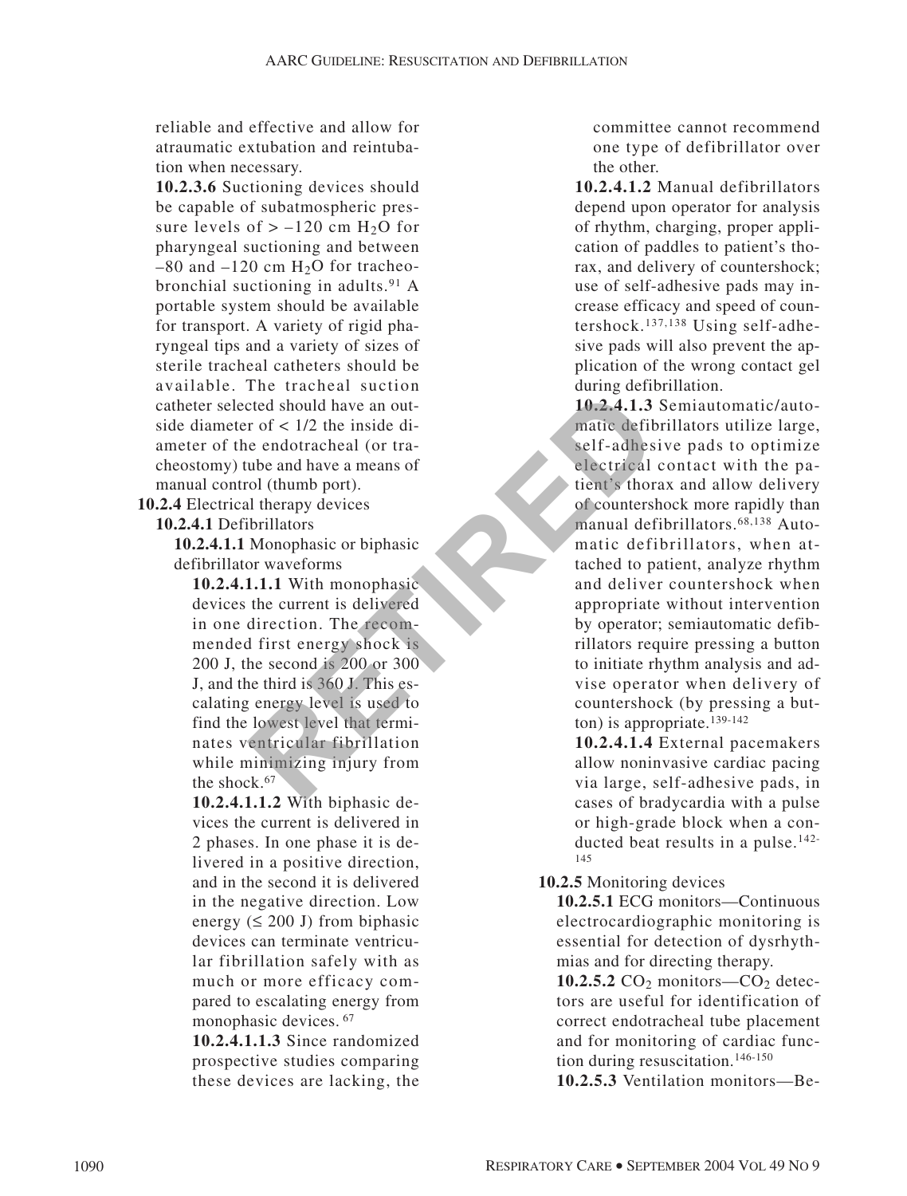reliable and effective and allow for atraumatic extubation and reintubation when necessary.

**10.2.3.6** Suctioning devices should be capable of subatmospheric pressure levels of > –120 cm $H_2O$ for pharyngeal suctioning and between –80 and –120 cm $H_2O$ for tracheobronchial suctioning in adults.[91] A portable system should be available for transport. A variety of rigid pharyngeal tips and a variety of sizes of sterile tracheal catheters should be available. The tracheal suction catheter selected should have an outside diameter of < 1/2 the inside diameter of the endotracheal (or tracheostomy) tube and have a means of manual control (thumb port).

**10.2.4** Electrical therapy devices

**10.2.4.1** Defibrillators

**10.2.4.1.1** Monophasic or biphasic defibrillator waveforms

**10.2.4.1.1.1** With monophasic devices the current is delivered in one direction. The recommended first energy shock is 200 J, the second is 200 or 300 J, and the third is 360 J. This escalating energy level is used to find the lowest level that terminates ventricular fibrillation while minimizing injury from the shock.[67]

**10.2.4.1.1.2** With biphasic devices the current is delivered in 2 phases. In one phase it is delivered in a positive direction, and in the second it is delivered in the negative direction. Low energy (≤ 200 J) from biphasic devices can terminate ventricular fibrillation safely with as much or more efficacy compared to escalating energy from monophasic devices.[67]

**10.2.4.1.1.3** Since randomized prospective studies comparing these devices are lacking, the committee cannot recommend one type of defibrillator over the other.

**10.2.4.1.2** Manual defibrillators depend upon operator for analysis of rhythm, charging, proper application of paddles to patient's thorax, and delivery of countershock; use of self-adhesive pads may increase efficacy and speed of countershock.[137,138] Using self-adhesive pads will also prevent the application of the wrong contact gel during defibrillation.

**10.2.4.1.3** Semiautomatic/automatic defibrillators utilize large, self-adhesive pads to optimize electrical contact with the patient's thorax and allow delivery of countershock more rapidly than manual defibrillators.[68,138] Automatic defibrillators, when attached to patient, analyze rhythm and deliver countershock when appropriate without intervention by operator; semiautomatic defibrillators require pressing a button to initiate rhythm analysis and advise operator when delivery of countershock (by pressing a button) is appropriate.[139-142]

**10.2.4.1.4** External pacemakers allow noninvasive cardiac pacing via large, self-adhesive pads, in cases of bradycardia with a pulse or high-grade block when a conducted beat results in a pulse.[142-145]

**10.2.5** Monitoring devices

**10.2.5.1** ECG monitors—Continuous electrocardiographic monitoring is essential for detection of dysrhythmias and for directing therapy.

**10.2.5.2** $CO_2$ monitors—$CO_2$ detectors are useful for identification of correct endotracheal tube placement and for monitoring of cardiac function during resuscitation.[146-150]

**10.2.5.3** Ventilation monitors—Be-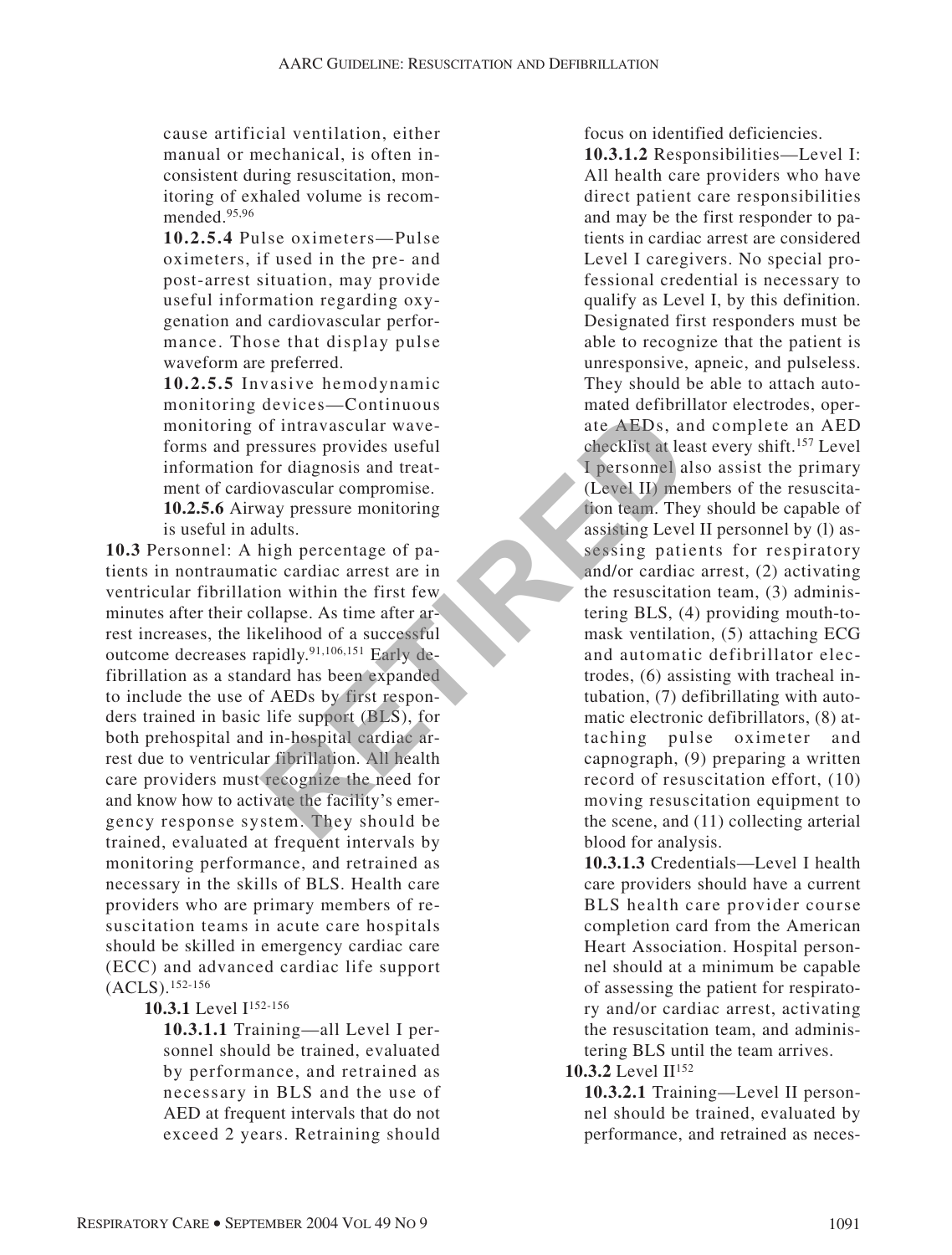cause artificial ventilation, either manual or mechanical, is often inconsistent during resuscitation, monitoring of exhaled volume is recommended.[95,96]

**10.2.5.4** Pulse oximeters—Pulse oximeters, if used in the pre- and post-arrest situation, may provide useful information regarding oxygenation and cardiovascular performance. Those that display pulse waveform are preferred.

**10.2.5.5** Invasive hemodynamic monitoring devices—Continuous monitoring of intravascular waveforms and pressures provides useful information for diagnosis and treatment of cardiovascular compromise.

**10.2.5.6** Airway pressure monitoring is useful in adults.

**10.3** Personnel: A high percentage of patients in nontraumatic cardiac arrest are in ventricular fibrillation within the first few minutes after their collapse. As time after arrest increases, the likelihood of a successful outcome decreases rapidly.[91,106,151] Early defibrillation as a standard has been expanded to include the use of AEDs by first responders trained in basic life support (BLS), for both prehospital and in-hospital cardiac arrest due to ventricular fibrillation. All health care providers must recognize the need for and know how to activate the facility's emergency response system. They should be trained, evaluated at frequent intervals by monitoring performance, and retrained as necessary in the skills of BLS. Health care providers who are primary members of resuscitation teams in acute care hospitals should be skilled in emergency cardiac care (ECC) and advanced cardiac life support (ACLS).[152-156]

**10.3.1** Level I[152-156]

**10.3.1.1** Training—all Level I personnel should be trained, evaluated by performance, and retrained as necessary in BLS and the use of AED at frequent intervals that do not exceed 2 years. Retraining should focus on identified deficiencies.

**10.3.1.2** Responsibilities—Level I: All health care providers who have direct patient care responsibilities and may be the first responder to patients in cardiac arrest are considered Level I caregivers. No special professional credential is necessary to qualify as Level I, by this definition. Designated first responders must be able to recognize that the patient is unresponsive, apneic, and pulseless. They should be able to attach automated defibrillator electrodes, operate AEDs, and complete an AED checklist at least every shift.[157] Level I personnel also assist the primary (Level II) members of the resuscitation team. They should be capable of assisting Level II personnel by (l) assessing patients for respiratory and/or cardiac arrest, (2) activating the resuscitation team, (3) administering BLS, (4) providing mouth-to-mask ventilation, (5) attaching ECG and automatic defibrillator electrodes, (6) assisting with tracheal intubation, (7) defibrillating with automatic electronic defibrillators, (8) attaching pulse oximeter and capnograph, (9) preparing a written record of resuscitation effort, (10) moving resuscitation equipment to the scene, and (11) collecting arterial blood for analysis.

**10.3.1.3** Credentials—Level I health care providers should have a current BLS health care provider course completion card from the American Heart Association. Hospital personnel should at a minimum be capable of assessing the patient for respiratory and/or cardiac arrest, activating the resuscitation team, and administering BLS until the team arrives.

**10.3.2** Level II[152]

**10.3.2.1** Training—Level II personnel should be trained, evaluated by performance, and retrained as neces-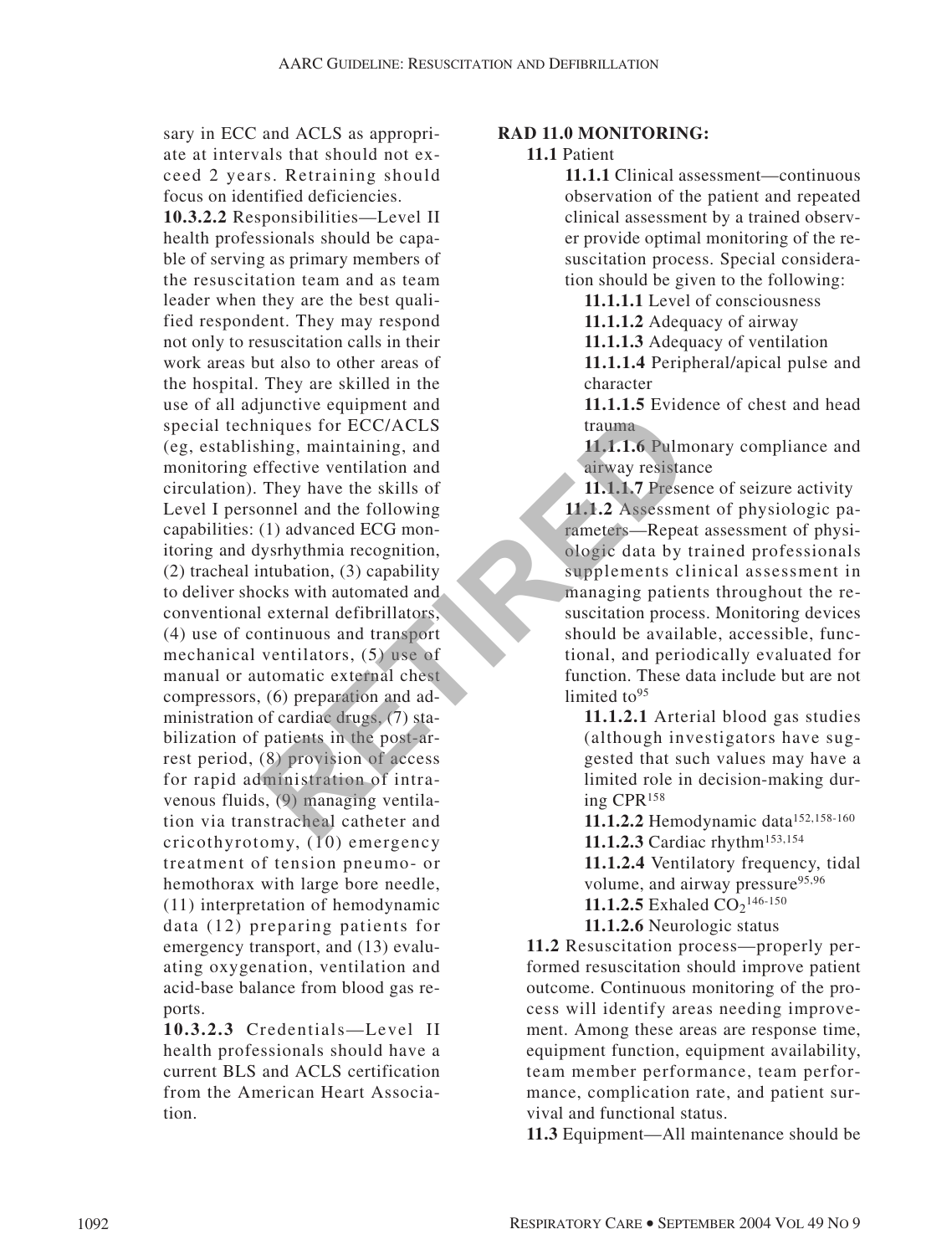sary in ECC and ACLS as appropriate at intervals that should not exceed 2 years. Retraining should focus on identified deficiencies.

**10.3.2.2** Responsibilities—Level II health professionals should be capable of serving as primary members of the resuscitation team and as team leader when they are the best qualified respondent. They may respond not only to resuscitation calls in their work areas but also to other areas of the hospital. They are skilled in the use of all adjunctive equipment and special techniques for ECC/ACLS (eg, establishing, maintaining, and monitoring effective ventilation and circulation). They have the skills of Level I personnel and the following capabilities: (1) advanced ECG monitoring and dysrhythmia recognition, (2) tracheal intubation, (3) capability to deliver shocks with automated and conventional external defibrillators, (4) use of continuous and transport mechanical ventilators, (5) use of manual or automatic external chest compressors, (6) preparation and administration of cardiac drugs, (7) stabilization of patients in the post-arrest period, (8) provision of access for rapid administration of intravenous fluids, (9) managing ventilation via transtracheal catheter and cricothyrotomy, (10) emergency treatment of tension pneumo- or hemothorax with large bore needle, (11) interpretation of hemodynamic data (12) preparing patients for emergency transport, and (13) evaluating oxygenation, ventilation and acid-base balance from blood gas reports.

**10.3.2.3** Credentials—Level II health professionals should have a current BLS and ACLS certification from the American Heart Association.

**RAD 11.0 MONITORING:**

**11.1** Patient

**11.1.1** Clinical assessment—continuous observation of the patient and repeated clinical assessment by a trained observer provide optimal monitoring of the resuscitation process. Special consideration should be given to the following:

**11.1.1.1** Level of consciousness

**11.1.1.2** Adequacy of airway

**11.1.1.3** Adequacy of ventilation

**11.1.1.4** Peripheral/apical pulse and character

**11.1.1.5** Evidence of chest and head trauma

**11.1.1.6** Pulmonary compliance and airway resistance

**11.1.1.7** Presence of seizure activity

**11.1.2** Assessment of physiologic parameters—Repeat assessment of physiologic data by trained professionals supplements clinical assessment in managing patients throughout the resuscitation process. Monitoring devices should be available, accessible, functional, and periodically evaluated for function. These data include but are not limited to[95]

**11.1.2.1** Arterial blood gas studies (although investigators have suggested that such values may have a limited role in decision-making during CPR[158]

**11.1.2.2** Hemodynamic data[152,158-160]

**11.1.2.3** Cardiac rhythm[153,154]

**11.1.2.4** Ventilatory frequency, tidal volume, and airway pressure[95,96]

**11.1.2.5** Exhaled $CO_2$[146-150]

**11.1.2.6** Neurologic status

**11.2** Resuscitation process—properly performed resuscitation should improve patient outcome. Continuous monitoring of the process will identify areas needing improvement. Among these areas are response time, equipment function, equipment availability, team member performance, team performance, complication rate, and patient survival and functional status.

**11.3** Equipment—All maintenance should be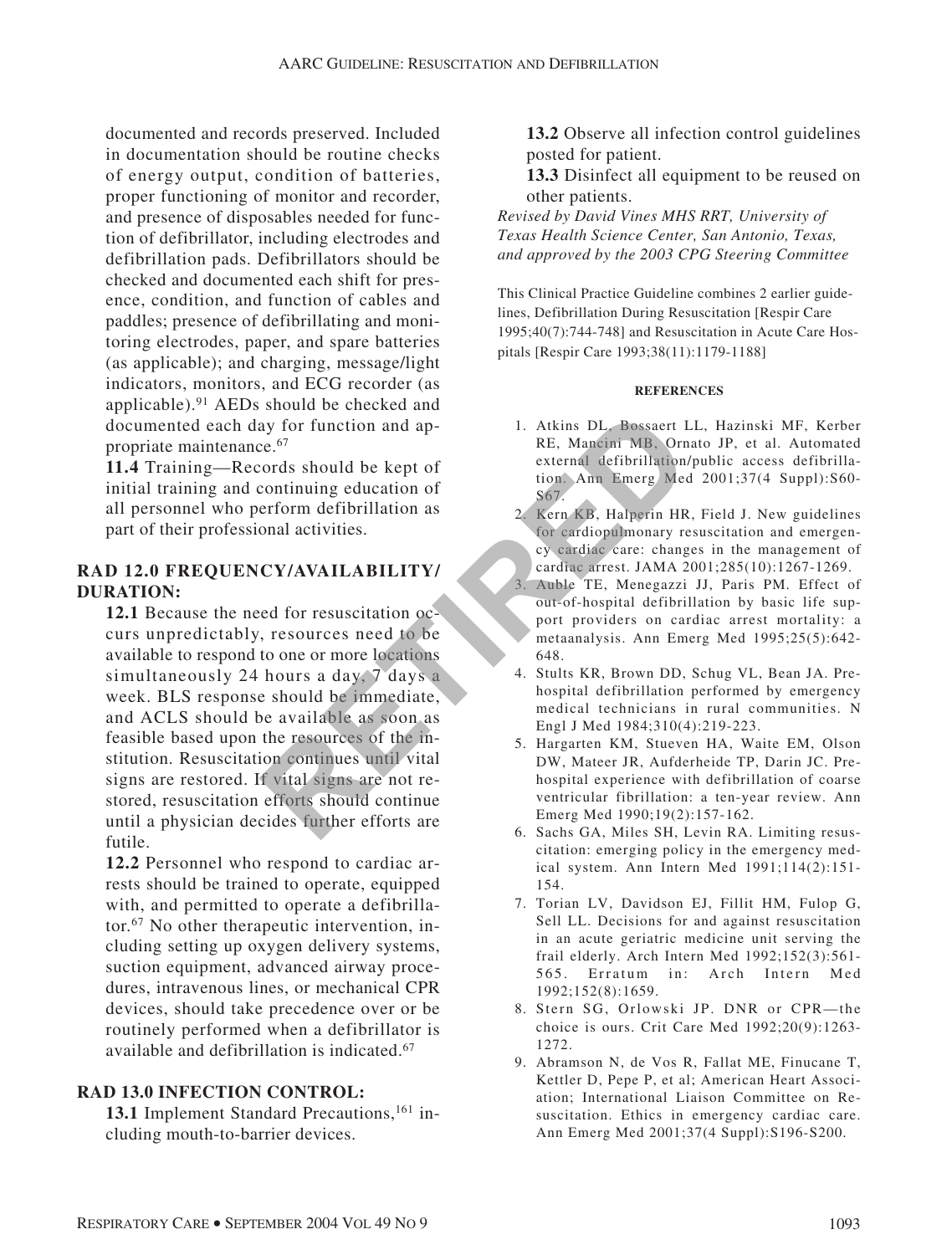documented and records preserved. Included in documentation should be routine checks of energy output, condition of batteries, proper functioning of monitor and recorder, and presence of disposables needed for function of defibrillator, including electrodes and defibrillation pads. Defibrillators should be checked and documented each shift for presence, condition, and function of cables and paddles; presence of defibrillating and monitoring electrodes, paper, and spare batteries (as applicable); and charging, message/light indicators, monitors, and ECG recorder (as applicable).[91] AEDs should be checked and documented each day for function and appropriate maintenance.[67]

**11.4** Training—Records should be kept of initial training and continuing education of all personnel who perform defibrillation as part of their professional activities.

## RAD 12.0 FREQUENCY/AVAILABILITY/ DURATION:

**12.1** Because the need for resuscitation occurs unpredictably, resources need to be available to respond to one or more locations simultaneously 24 hours a day, 7 days a week. BLS response should be immediate, and ACLS should be available as soon as feasible based upon the resources of the institution. Resuscitation continues until vital signs are restored. If vital signs are not restored, resuscitation efforts should continue until a physician decides further efforts are futile.

**12.2** Personnel who respond to cardiac arrests should be trained to operate, equipped with, and permitted to operate a defibrillator.[67] No other therapeutic intervention, including setting up oxygen delivery systems, suction equipment, advanced airway procedures, intravenous lines, or mechanical CPR devices, should take precedence over or be routinely performed when a defibrillator is available and defibrillation is indicated.[67]

## RAD 13.0 INFECTION CONTROL:

**13.1** Implement Standard Precautions,[161] including mouth-to-barrier devices.

**13.2** Observe all infection control guidelines posted for patient.

**13.3** Disinfect all equipment to be reused on other patients.

*Revised by David Vines MHS RRT, University of Texas Health Science Center, San Antonio, Texas, and approved by the 2003 CPG Steering Committee*

This Clinical Practice Guideline combines 2 earlier guidelines, Defibrillation During Resuscitation [Respir Care 1995;40(7):744-748] and Resuscitation in Acute Care Hospitals [Respir Care 1993;38(11):1179-1188]

RETIRED

### REFERENCES

1. Atkins DL, Bossaert LL, Hazinski MF, Kerber RE, Mancini MB, Ornato JP, et al. Automated external defibrillation/public access defibrillation. Ann Emerg Med 2001;37(4 Suppl):S60-S67.
2. Kern KB, Halperin HR, Field J. New guidelines for cardiopulmonary resuscitation and emergency cardiac care: changes in the management of cardiac arrest. JAMA 2001;285(10):1267-1269.
3. Auble TE, Menegazzi JJ, Paris PM. Effect of out-of-hospital defibrillation by basic life support providers on cardiac arrest mortality: a metaanalysis. Ann Emerg Med 1995;25(5):642-648.
4. Stults KR, Brown DD, Schug VL, Bean JA. Prehospital defibrillation performed by emergency medical technicians in rural communities. N Engl J Med 1984;310(4):219-223.
5. Hargarten KM, Stueven HA, Waite EM, Olson DW, Mateer JR, Aufderheide TP, Darin JC. Prehospital experience with defibrillation of coarse ventricular fibrillation: a ten-year review. Ann Emerg Med 1990;19(2):157-162.
6. Sachs GA, Miles SH, Levin RA. Limiting resuscitation: emerging policy in the emergency medical system. Ann Intern Med 1991;114(2):151-154.
7. Torian LV, Davidson EJ, Fillit HM, Fulop G, Sell LL. Decisions for and against resuscitation in an acute geriatric medicine unit serving the frail elderly. Arch Intern Med 1992;152(3):561-565. Erratum in: Arch Intern Med 1992;152(8):1659.
8. Stern SG, Orlowski JP. DNR or CPR—the choice is ours. Crit Care Med 1992;20(9):1263-1272.
9. Abramson N, de Vos R, Fallat ME, Finucane T, Kettler D, Pepe P, et al; American Heart Association; International Liaison Committee on Resuscitation. Ethics in emergency cardiac care. Ann Emerg Med 2001;37(4 Suppl):S196-S200.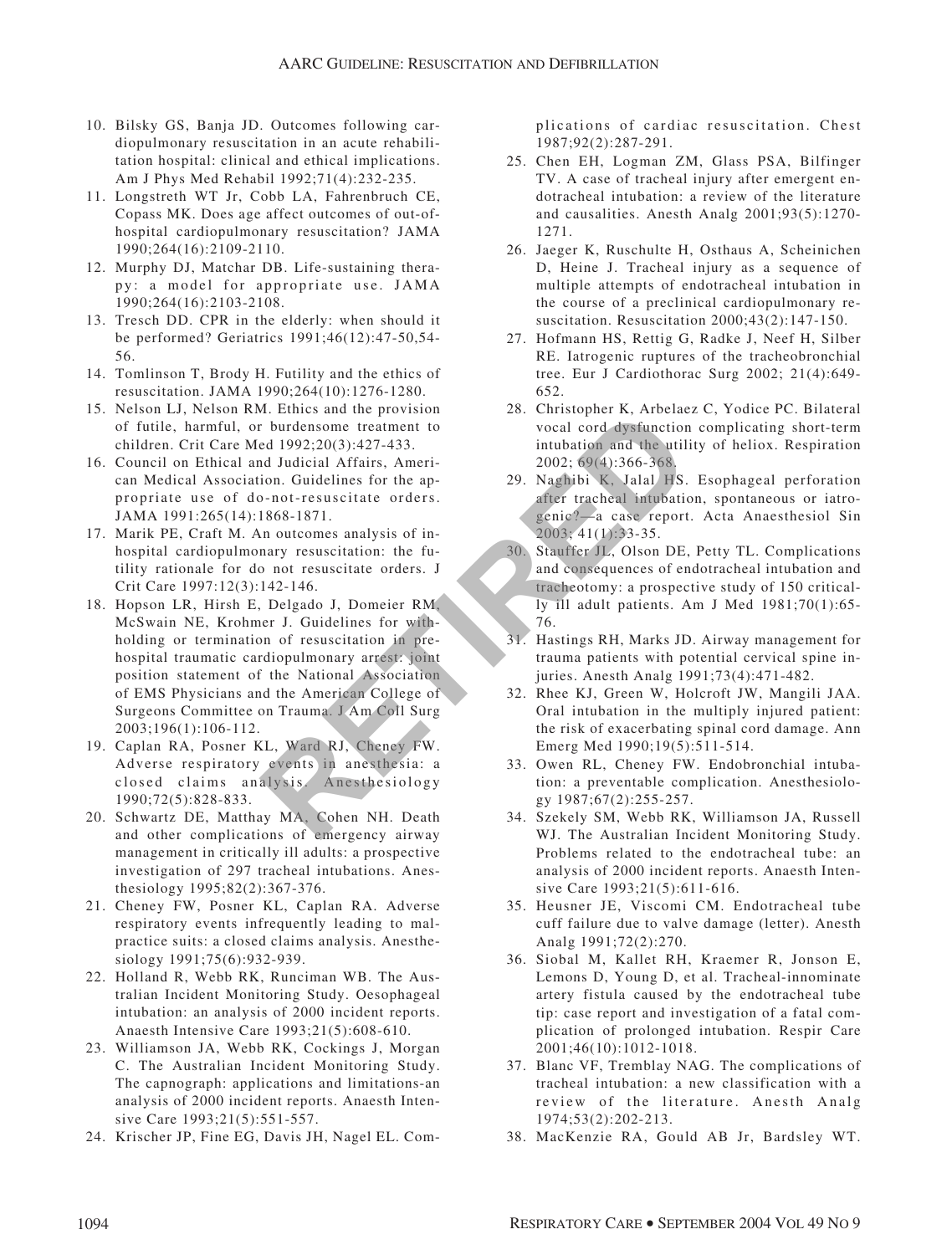10. Bilsky GS, Banja JD. Outcomes following cardiopulmonary resuscitation in an acute rehabilitation hospital: clinical and ethical implications. Am J Phys Med Rehabil 1992;71(4):232-235.
11. Longstreth WT Jr, Cobb LA, Fahrenbruch CE, Copass MK. Does age affect outcomes of out-of-hospital cardiopulmonary resuscitation? JAMA 1990;264(16):2109-2110.
12. Murphy DJ, Matchar DB. Life-sustaining therapy: a model for appropriate use. JAMA 1990;264(16):2103-2108.
13. Tresch DD. CPR in the elderly: when should it be performed? Geriatrics 1991;46(12):47-50,54-56.
14. Tomlinson T, Brody H. Futility and the ethics of resuscitation. JAMA 1990;264(10):1276-1280.
15. Nelson LJ, Nelson RM. Ethics and the provision of futile, harmful, or burdensome treatment to children. Crit Care Med 1992;20(3):427-433.
16. Council on Ethical and Judicial Affairs, American Medical Association. Guidelines for the appropriate use of do-not-resuscitate orders. JAMA 1991:265(14):1868-1871.
17. Marik PE, Craft M. An outcomes analysis of in-hospital cardiopulmonary resuscitation: the futility rationale for do not resuscitate orders. J Crit Care 1997:12(3):142-146.
18. Hopson LR, Hirsh E, Delgado J, Domeier RM, McSwain NE, Krohmer J. Guidelines for withholding or termination of resuscitation in prehospital traumatic cardiopulmonary arrest: joint position statement of the National Association of EMS Physicians and the American College of Surgeons Committee on Trauma. J Am Coll Surg 2003;196(1):106-112.
19. Caplan RA, Posner KL, Ward RJ, Cheney FW. Adverse respiratory events in anesthesia: a closed claims analysis. Anesthesiology 1990;72(5):828-833.
20. Schwartz DE, Matthay MA, Cohen NH. Death and other complications of emergency airway management in critically ill adults: a prospective investigation of 297 tracheal intubations. Anesthesiology 1995;82(2):367-376.
21. Cheney FW, Posner KL, Caplan RA. Adverse respiratory events infrequently leading to malpractice suits: a closed claims analysis. Anesthesiology 1991;75(6):932-939.
22. Holland R, Webb RK, Runciman WB. The Australian Incident Monitoring Study. Oesophageal intubation: an analysis of 2000 incident reports. Anaesth Intensive Care 1993;21(5):608-610.
23. Williamson JA, Webb RK, Cockings J, Morgan C. The Australian Incident Monitoring Study. The capnograph: applications and limitations-an analysis of 2000 incident reports. Anaesth Intensive Care 1993;21(5):551-557.
24. Krischer JP, Fine EG, Davis JH, Nagel EL. Complications of cardiac resuscitation. Chest 1987;92(2):287-291.
25. Chen EH, Logman ZM, Glass PSA, Bilfinger TV. A case of tracheal injury after emergent endotracheal intubation: a review of the literature and causalities. Anesth Analg 2001;93(5):1270-1271.
26. Jaeger K, Ruschulte H, Osthaus A, Scheinichen D, Heine J. Tracheal injury as a sequence of multiple attempts of endotracheal intubation in the course of a preclinical cardiopulmonary resuscitation. Resuscitation 2000;43(2):147-150.
27. Hofmann HS, Rettig G, Radke J, Neef H, Silber RE. Iatrogenic ruptures of the tracheobronchial tree. Eur J Cardiothorac Surg 2002; 21(4):649-652.
28. Christopher K, Arbelaez C, Yodice PC. Bilateral vocal cord dysfunction complicating short-term intubation and the utility of heliox. Respiration 2002; 69(4):366-368.
29. Naghibi K, Jalal HS. Esophageal perforation after tracheal intubation, spontaneous or iatrogenic?—a case report. Acta Anaesthesiol Sin 2003; 41(1):33-35.
30. Stauffer JL, Olson DE, Petty TL. Complications and consequences of endotracheal intubation and tracheotomy: a prospective study of 150 critically ill adult patients. Am J Med 1981;70(1):65-76.
31. Hastings RH, Marks JD. Airway management for trauma patients with potential cervical spine injuries. Anesth Analg 1991;73(4):471-482.
32. Rhee KJ, Green W, Holcroft JW, Mangili JAA. Oral intubation in the multiply injured patient: the risk of exacerbating spinal cord damage. Ann Emerg Med 1990;19(5):511-514.
33. Owen RL, Cheney FW. Endobronchial intubation: a preventable complication. Anesthesiology 1987;67(2):255-257.
34. Szekely SM, Webb RK, Williamson JA, Russell WJ. The Australian Incident Monitoring Study. Problems related to the endotracheal tube: an analysis of 2000 incident reports. Anaesth Intensive Care 1993;21(5):611-616.
35. Heusner JE, Viscomi CM. Endotracheal tube cuff failure due to valve damage (letter). Anesth Analg 1991;72(2):270.
36. Siobal M, Kallet RH, Kraemer R, Jonson E, Lemons D, Young D, et al. Tracheal-innominate artery fistula caused by the endotracheal tube tip: case report and investigation of a fatal complication of prolonged intubation. Respir Care 2001;46(10):1012-1018.
37. Blanc VF, Tremblay NAG. The complications of tracheal intubation: a new classification with a review of the literature. Anesth Analg 1974;53(2):202-213.
38. MacKenzie RA, Gould AB Jr, Bardsley WT.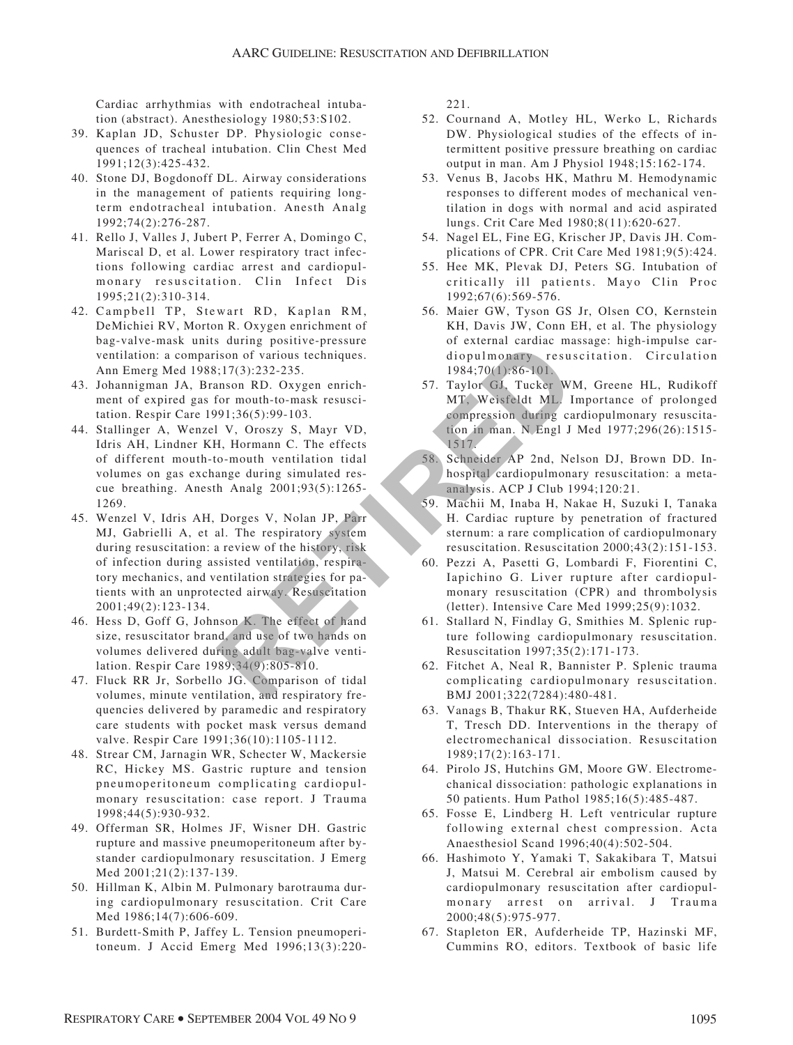Cardiac arrhythmias with endotracheal intubation (abstract). Anesthesiology 1980;53:S102.

39. Kaplan JD, Schuster DP. Physiologic consequences of tracheal intubation. Clin Chest Med 1991;12(3):425-432.
40. Stone DJ, Bogdonoff DL. Airway considerations in the management of patients requiring long-term endotracheal intubation. Anesth Analg 1992;74(2):276-287.
41. Rello J, Valles J, Jubert P, Ferrer A, Domingo C, Mariscal D, et al. Lower respiratory tract infections following cardiac arrest and cardiopulmonary resuscitation. Clin Infect Dis 1995;21(2):310-314.
42. Campbell TP, Stewart RD, Kaplan RM, DeMichiei RV, Morton R. Oxygen enrichment of bag-valve-mask units during positive-pressure ventilation: a comparison of various techniques. Ann Emerg Med 1988;17(3):232-235.
43. Johannigman JA, Branson RD. Oxygen enrichment of expired gas for mouth-to-mask resuscitation. Respir Care 1991;36(5):99-103.
44. Stallinger A, Wenzel V, Oroszy S, Mayr VD, Idris AH, Lindner KH, Hormann C. The effects of different mouth-to-mouth ventilation tidal volumes on gas exchange during simulated rescue breathing. Anesth Analg 2001;93(5):1265-1269.
45. Wenzel V, Idris AH, Dorges V, Nolan JP, Parr MJ, Gabrielli A, et al. The respiratory system during resuscitation: a review of the history, risk of infection during assisted ventilation, respiratory mechanics, and ventilation strategies for patients with an unprotected airway. Resuscitation 2001;49(2):123-134.
46. Hess D, Goff G, Johnson K. The effect of hand size, resuscitator brand, and use of two hands on volumes delivered during adult bag-valve ventilation. Respir Care 1989;34(9):805-810.
47. Fluck RR Jr, Sorbello JG. Comparison of tidal volumes, minute ventilation, and respiratory frequencies delivered by paramedic and respiratory care students with pocket mask versus demand valve. Respir Care 1991;36(10):1105-1112.
48. Strear CM, Jarnagin WR, Schecter W, Mackersie RC, Hickey MS. Gastric rupture and tension pneumoperitoneum complicating cardiopulmonary resuscitation: case report. J Trauma 1998;44(5):930-932.
49. Offerman SR, Holmes JF, Wisner DH. Gastric rupture and massive pneumoperitoneum after bystander cardiopulmonary resuscitation. J Emerg Med 2001;21(2):137-139.
50. Hillman K, Albin M. Pulmonary barotrauma during cardiopulmonary resuscitation. Crit Care Med 1986;14(7):606-609.
51. Burdett-Smith P, Jaffey L. Tension pneumoperitoneum. J Accid Emerg Med 1996;13(3):220-221.
52. Cournand A, Motley HL, Werko L, Richards DW. Physiological studies of the effects of intermittent positive pressure breathing on cardiac output in man. Am J Physiol 1948;15:162-174.
53. Venus B, Jacobs HK, Mathru M. Hemodynamic responses to different modes of mechanical ventilation in dogs with normal and acid aspirated lungs. Crit Care Med 1980;8(11):620-627.
54. Nagel EL, Fine EG, Krischer JP, Davis JH. Complications of CPR. Crit Care Med 1981;9(5):424.
55. Hee MK, Plevak DJ, Peters SG. Intubation of critically ill patients. Mayo Clin Proc 1992;67(6):569-576.
56. Maier GW, Tyson GS Jr, Olsen CO, Kernstein KH, Davis JW, Conn EH, et al. The physiology of external cardiac massage: high-impulse cardiopulmonary resuscitation. Circulation 1984;70(1):86-101.
57. Taylor GJ, Tucker WM, Greene HL, Rudikoff MT, Weisfeldt ML. Importance of prolonged compression during cardiopulmonary resuscitation in man. N Engl J Med 1977;296(26):1515-1517.
58. Schneider AP 2nd, Nelson DJ, Brown DD. In-hospital cardiopulmonary resuscitation: a meta-analysis. ACP J Club 1994;120:21.
59. Machii M, Inaba H, Nakae H, Suzuki I, Tanaka H. Cardiac rupture by penetration of fractured sternum: a rare complication of cardiopulmonary resuscitation. Resuscitation 2000;43(2):151-153.
60. Pezzi A, Pasetti G, Lombardi F, Fiorentini C, Iapichino G. Liver rupture after cardiopulmonary resuscitation (CPR) and thrombolysis (letter). Intensive Care Med 1999;25(9):1032.
61. Stallard N, Findlay G, Smithies M. Splenic rupture following cardiopulmonary resuscitation. Resuscitation 1997;35(2):171-173.
62. Fitchet A, Neal R, Bannister P. Splenic trauma complicating cardiopulmonary resuscitation. BMJ 2001;322(7284):480-481.
63. Vanags B, Thakur RK, Stueven HA, Aufderheide T, Tresch DD. Interventions in the therapy of electromechanical dissociation. Resuscitation 1989;17(2):163-171.
64. Pirolo JS, Hutchins GM, Moore GW. Electromechanical dissociation: pathologic explanations in 50 patients. Hum Pathol 1985;16(5):485-487.
65. Fosse E, Lindberg H. Left ventricular rupture following external chest compression. Acta Anaesthesiol Scand 1996;40(4):502-504.
66. Hashimoto Y, Yamaki T, Sakakibara T, Matsui J, Matsui M. Cerebral air embolism caused by cardiopulmonary resuscitation after cardiopulmonary arrest on arrival. J Trauma 2000;48(5):975-977.
67. Stapleton ER, Aufderheide TP, Hazinski MF, Cummins RO, editors. Textbook of basic life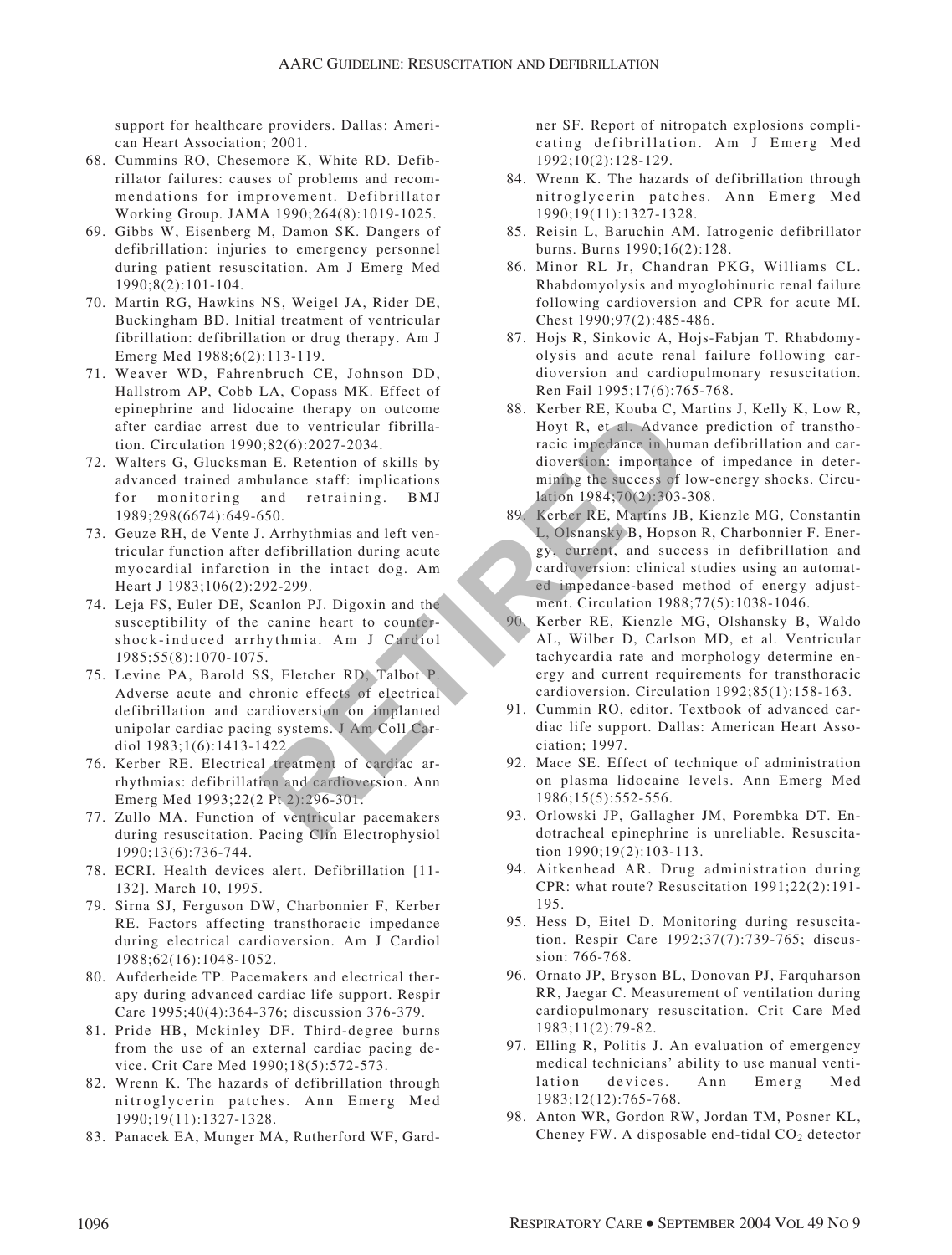support for healthcare providers. Dallas: American Heart Association; 2001.

68. Cummins RO, Chesemore K, White RD. Defibrillator failures: causes of problems and recommendations for improvement. Defibrillator Working Group. JAMA 1990;264(8):1019-1025.
69. Gibbs W, Eisenberg M, Damon SK. Dangers of defibrillation: injuries to emergency personnel during patient resuscitation. Am J Emerg Med 1990;8(2):101-104.
70. Martin RG, Hawkins NS, Weigel JA, Rider DE, Buckingham BD. Initial treatment of ventricular fibrillation: defibrillation or drug therapy. Am J Emerg Med 1988;6(2):113-119.
71. Weaver WD, Fahrenbruch CE, Johnson DD, Hallstrom AP, Cobb LA, Copass MK. Effect of epinephrine and lidocaine therapy on outcome after cardiac arrest due to ventricular fibrillation. Circulation 1990;82(6):2027-2034.
72. Walters G, Glucksman E. Retention of skills by advanced trained ambulance staff: implications for monitoring and retraining. BMJ 1989;298(6674):649-650.
73. Geuze RH, de Vente J. Arrhythmias and left ventricular function after defibrillation during acute myocardial infarction in the intact dog. Am Heart J 1983;106(2):292-299.
74. Leja FS, Euler DE, Scanlon PJ. Digoxin and the susceptibility of the canine heart to countershock-induced arrhythmia. Am J Cardiol 1985;55(8):1070-1075.
75. Levine PA, Barold SS, Fletcher RD, Talbot P. Adverse acute and chronic effects of electrical defibrillation and cardioversion on implanted unipolar cardiac pacing systems. J Am Coll Cardiol 1983;1(6):1413-1422.
76. Kerber RE. Electrical treatment of cardiac arrhythmias: defibrillation and cardioversion. Ann Emerg Med 1993;22(2 Pt 2):296-301.
77. Zullo MA. Function of ventricular pacemakers during resuscitation. Pacing Clin Electrophysiol 1990;13(6):736-744.
78. ECRI. Health devices alert. Defibrillation [11-132]. March 10, 1995.
79. Sirna SJ, Ferguson DW, Charbonnier F, Kerber RE. Factors affecting transthoracic impedance during electrical cardioversion. Am J Cardiol 1988;62(16):1048-1052.
80. Aufderheide TP. Pacemakers and electrical therapy during advanced cardiac life support. Respir Care 1995;40(4):364-376; discussion 376-379.
81. Pride HB, Mckinley DF. Third-degree burns from the use of an external cardiac pacing device. Crit Care Med 1990;18(5):572-573.
82. Wrenn K. The hazards of defibrillation through nitroglycerin patches. Ann Emerg Med 1990;19(11):1327-1328.
83. Panacek EA, Munger MA, Rutherford WF, Gardner SF. Report of nitropatch explosions complicating defibrillation. Am J Emerg Med 1992;10(2):128-129.
84. Wrenn K. The hazards of defibrillation through nitroglycerin patches. Ann Emerg Med 1990;19(11):1327-1328.
85. Reisin L, Baruchin AM. Iatrogenic defibrillator burns. Burns 1990;16(2):128.
86. Minor RL Jr, Chandran PKG, Williams CL. Rhabdomyolysis and myoglobinuric renal failure following cardioversion and CPR for acute MI. Chest 1990;97(2):485-486.
87. Hojs R, Sinkovic A, Hojs-Fabjan T. Rhabdomyolysis and acute renal failure following cardioversion and cardiopulmonary resuscitation. Ren Fail 1995;17(6):765-768.
88. Kerber RE, Kouba C, Martins J, Kelly K, Low R, Hoyt R, et al. Advance prediction of transthoracic impedance in human defibrillation and cardioversion: importance of impedance in determining the success of low-energy shocks. Circulation 1984;70(2):303-308.
89. Kerber RE, Martins JB, Kienzle MG, Constantin L, Olsnansky B, Hopson R, Charbonnier F. Energy, current, and success in defibrillation and cardioversion: clinical studies using an automated impedance-based method of energy adjustment. Circulation 1988;77(5):1038-1046.
90. Kerber RE, Kienzle MG, Olshansky B, Waldo AL, Wilber D, Carlson MD, et al. Ventricular tachycardia rate and morphology determine energy and current requirements for transthoracic cardioversion. Circulation 1992;85(1):158-163.
91. Cummin RO, editor. Textbook of advanced cardiac life support. Dallas: American Heart Association; 1997.
92. Mace SE. Effect of technique of administration on plasma lidocaine levels. Ann Emerg Med 1986;15(5):552-556.
93. Orlowski JP, Gallagher JM, Porembka DT. Endotracheal epinephrine is unreliable. Resuscitation 1990;19(2):103-113.
94. Aitkenhead AR. Drug administration during CPR: what route? Resuscitation 1991;22(2):191-195.
95. Hess D, Eitel D. Monitoring during resuscitation. Respir Care 1992;37(7):739-765; discussion: 766-768.
96. Ornato JP, Bryson BL, Donovan PJ, Farquharson RR, Jaegar C. Measurement of ventilation during cardiopulmonary resuscitation. Crit Care Med 1983;11(2):79-82.
97. Elling R, Politis J. An evaluation of emergency medical technicians' ability to use manual ventilation devices. Ann Emerg Med 1983;12(12):765-768.
98. Anton WR, Gordon RW, Jordan TM, Posner KL, Cheney FW. A disposable end-tidal $CO_2$ detector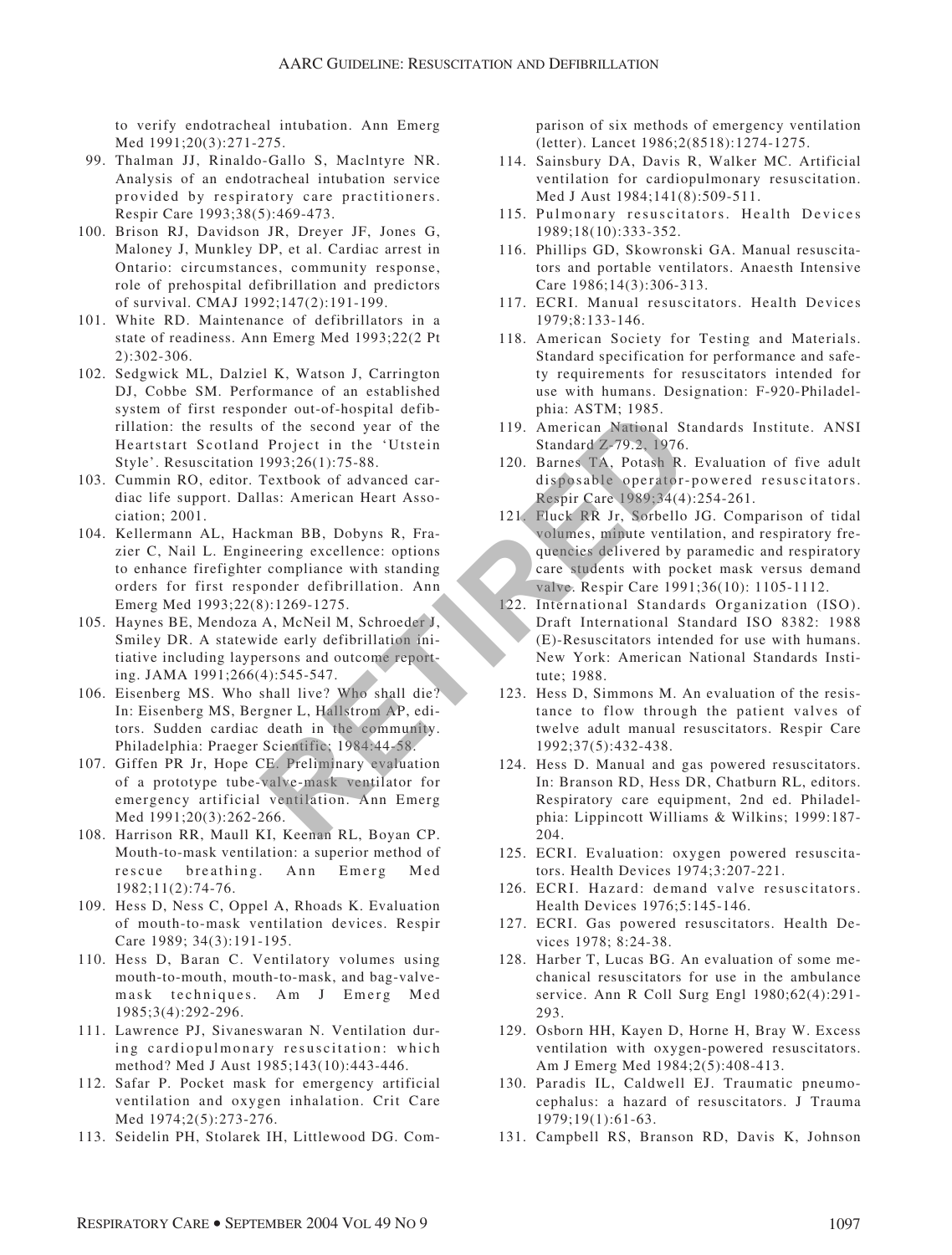to verify endotracheal intubation. Ann Emerg Med 1991;20(3):271-275.

99. Thalman JJ, Rinaldo-Gallo S, MacIntyre NR. Analysis of an endotracheal intubation service provided by respiratory care practitioners. Respir Care 1993;38(5):469-473.
100. Brison RJ, Davidson JR, Dreyer JF, Jones G, Maloney J, Munkley DP, et al. Cardiac arrest in Ontario: circumstances, community response, role of prehospital defibrillation and predictors of survival. CMAJ 1992;147(2):191-199.
101. White RD. Maintenance of defibrillators in a state of readiness. Ann Emerg Med 1993;22(2 Pt 2):302-306.
102. Sedgwick ML, Dalziel K, Watson J, Carrington DJ, Cobbe SM. Performance of an established system of first responder out-of-hospital defibrillation: the results of the second year of the Heartstart Scotland Project in the 'Utstein Style'. Resuscitation 1993;26(1):75-88.
103. Cummin RO, editor. Textbook of advanced cardiac life support. Dallas: American Heart Association; 2001.
104. Kellermann AL, Hackman BB, Dobyns R, Frazier C, Nail L. Engineering excellence: options to enhance firefighter compliance with standing orders for first responder defibrillation. Ann Emerg Med 1993;22(8):1269-1275.
105. Haynes BE, Mendoza A, McNeil M, Schroeder J, Smiley DR. A statewide early defibrillation initiative including laypersons and outcome reporting. JAMA 1991;266(4):545-547.
106. Eisenberg MS. Who shall live? Who shall die? In: Eisenberg MS, Bergner L, Hallstrom AP, editors. Sudden cardiac death in the community. Philadelphia: Praeger Scientific; 1984:44-58.
107. Giffen PR Jr, Hope CE. Preliminary evaluation of a prototype tube-valve-mask ventilator for emergency artificial ventilation. Ann Emerg Med 1991;20(3):262-266.
108. Harrison RR, Maull KI, Keenan RL, Boyan CP. Mouth-to-mask ventilation: a superior method of rescue breathing. Ann Emerg Med 1982;11(2):74-76.
109. Hess D, Ness C, Oppel A, Rhoads K. Evaluation of mouth-to-mask ventilation devices. Respir Care 1989; 34(3):191-195.
110. Hess D, Baran C. Ventilatory volumes using mouth-to-mouth, mouth-to-mask, and bag-valve-mask techniques. Am J Emerg Med 1985;3(4):292-296.
111. Lawrence PJ, Sivaneswaran N. Ventilation during cardiopulmonary resuscitation: which method? Med J Aust 1985;143(10):443-446.
112. Safar P. Pocket mask for emergency artificial ventilation and oxygen inhalation. Crit Care Med 1974;2(5):273-276.
113. Seidelin PH, Stolarek IH, Littlewood DG. Comparison of six methods of emergency ventilation (letter). Lancet 1986;2(8518):1274-1275.
114. Sainsbury DA, Davis R, Walker MC. Artificial ventilation for cardiopulmonary resuscitation. Med J Aust 1984;141(8):509-511.
115. Pulmonary resuscitators. Health Devices 1989;18(10):333-352.
116. Phillips GD, Skowronski GA. Manual resuscitators and portable ventilators. Anaesth Intensive Care 1986;14(3):306-313.
117. ECRI. Manual resuscitators. Health Devices 1979;8:133-146.
118. American Society for Testing and Materials. Standard specification for performance and safety requirements for resuscitators intended for use with humans. Designation: F-920-Philadelphia: ASTM; 1985.
119. American National Standards Institute. ANSI Standard Z-79.2, 1976.
120. Barnes TA, Potash R. Evaluation of five adult disposable operator-powered resuscitators. Respir Care 1989;34(4):254-261.
121. Fluck RR Jr, Sorbello JG. Comparison of tidal volumes, minute ventilation, and respiratory frequencies delivered by paramedic and respiratory care students with pocket mask versus demand valve. Respir Care 1991;36(10): 1105-1112.
122. International Standards Organization (ISO). Draft International Standard ISO 8382: 1988 (E)-Resuscitators intended for use with humans. New York: American National Standards Institute; 1988.
123. Hess D, Simmons M. An evaluation of the resistance to flow through the patient valves of twelve adult manual resuscitators. Respir Care 1992;37(5):432-438.
124. Hess D. Manual and gas powered resuscitators. In: Branson RD, Hess DR, Chatburn RL, editors. Respiratory care equipment, 2nd ed. Philadelphia: Lippincott Williams & Wilkins; 1999:187-204.
125. ECRI. Evaluation: oxygen powered resuscitators. Health Devices 1974;3:207-221.
126. ECRI. Hazard: demand valve resuscitators. Health Devices 1976;5:145-146.
127. ECRI. Gas powered resuscitators. Health Devices 1978; 8:24-38.
128. Harber T, Lucas BG. An evaluation of some mechanical resuscitators for use in the ambulance service. Ann R Coll Surg Engl 1980;62(4):291-293.
129. Osborn HH, Kayen D, Horne H, Bray W. Excess ventilation with oxygen-powered resuscitators. Am J Emerg Med 1984;2(5):408-413.
130. Paradis IL, Caldwell EJ. Traumatic pneumocephalus: a hazard of resuscitators. J Trauma 1979;19(1):61-63.
131. Campbell RS, Branson RD, Davis K, Johnson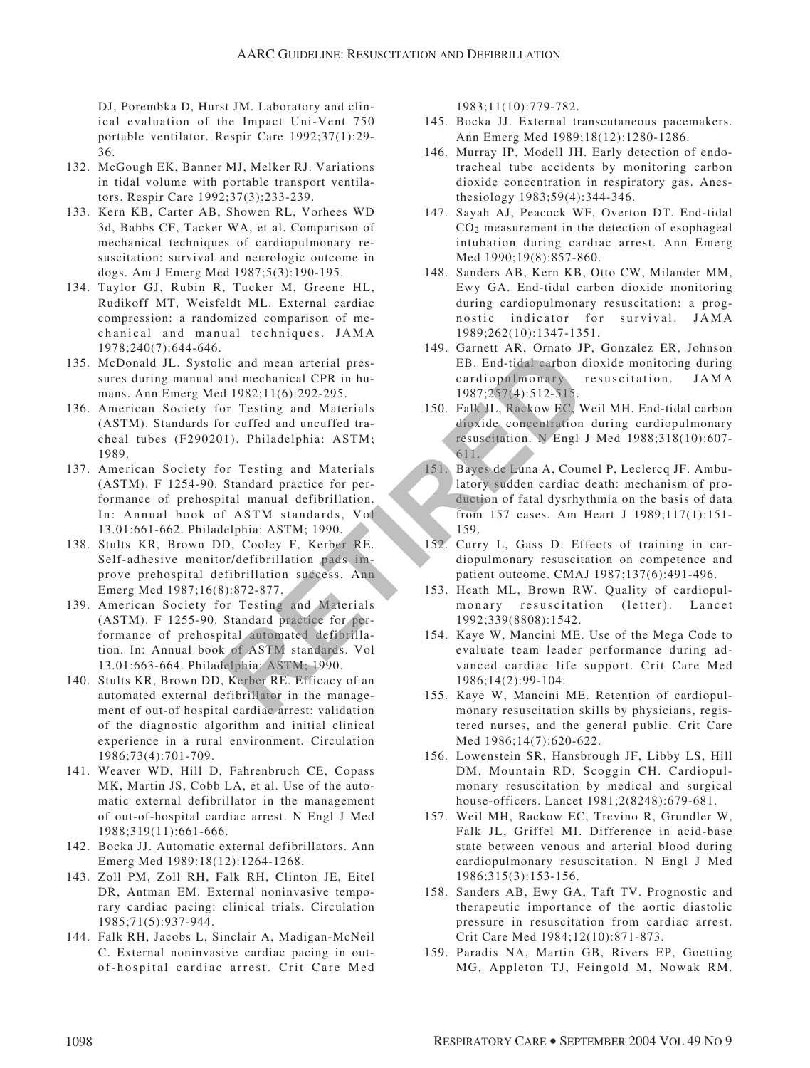DJ, Porembka D, Hurst JM. Laboratory and clinical evaluation of the Impact Uni-Vent 750 portable ventilator. Respir Care 1992;37(1):29-36.

132. McGough EK, Banner MJ, Melker RJ. Variations in tidal volume with portable transport ventilators. Respir Care 1992;37(3):233-239.
133. Kern KB, Carter AB, Showen RL, Vorhees WD 3d, Babbs CF, Tacker WA, et al. Comparison of mechanical techniques of cardiopulmonary resuscitation: survival and neurologic outcome in dogs. Am J Emerg Med 1987;5(3):190-195.
134. Taylor GJ, Rubin R, Tucker M, Greene HL, Rudikoff MT, Weisfeldt ML. External cardiac compression: a randomized comparison of mechanical and manual techniques. JAMA 1978;240(7):644-646.
135. McDonald JL. Systolic and mean arterial pressures during manual and mechanical CPR in humans. Ann Emerg Med 1982;11(6):292-295.
136. American Society for Testing and Materials (ASTM). Standards for cuffed and uncuffed tracheal tubes (F290201). Philadelphia: ASTM; 1989.
137. American Society for Testing and Materials (ASTM). F 1254-90. Standard practice for performance of prehospital manual defibrillation. In: Annual book of ASTM standards, Vol 13.01:661-662. Philadelphia: ASTM; 1990.
138. Stults KR, Brown DD, Cooley F, Kerber RE. Self-adhesive monitor/defibrillation pads improve prehospital defibrillation success. Ann Emerg Med 1987;16(8):872-877.
139. American Society for Testing and Materials (ASTM). F 1255-90. Standard practice for performance of prehospital automated defibrillation. In: Annual book of ASTM standards. Vol 13.01:663-664. Philadelphia: ASTM; 1990.
140. Stults KR, Brown DD, Kerber RE. Efficacy of an automated external defibrillator in the management of out-of hospital cardiac arrest: validation of the diagnostic algorithm and initial clinical experience in a rural environment. Circulation 1986;73(4):701-709.
141. Weaver WD, Hill D, Fahrenbruch CE, Copass MK, Martin JS, Cobb LA, et al. Use of the automatic external defibrillator in the management of out-of-hospital cardiac arrest. N Engl J Med 1988;319(11):661-666.
142. Bocka JJ. Automatic external defibrillators. Ann Emerg Med 1989:18(12):1264-1268.
143. Zoll PM, Zoll RH, Falk RH, Clinton JE, Eitel DR, Antman EM. External noninvasive temporary cardiac pacing: clinical trials. Circulation 1985;71(5):937-944.
144. Falk RH, Jacobs L, Sinclair A, Madigan-McNeil C. External noninvasive cardiac pacing in out-of-hospital cardiac arrest. Crit Care Med 1983;11(10):779-782.
145. Bocka JJ. External transcutaneous pacemakers. Ann Emerg Med 1989;18(12):1280-1286.
146. Murray IP, Modell JH. Early detection of endotracheal tube accidents by monitoring carbon dioxide concentration in respiratory gas. Anesthesiology 1983;59(4):344-346.
147. Sayah AJ, Peacock WF, Overton DT. End-tidal $CO_2$ measurement in the detection of esophageal intubation during cardiac arrest. Ann Emerg Med 1990;19(8):857-860.
148. Sanders AB, Kern KB, Otto CW, Milander MM, Ewy GA. End-tidal carbon dioxide monitoring during cardiopulmonary resuscitation: a prognostic indicator for survival. JAMA 1989;262(10):1347-1351.
149. Garnett AR, Ornato JP, Gonzalez ER, Johnson EB. End-tidal carbon dioxide monitoring during cardiopulmonary resuscitation. JAMA 1987;257(4):512-515.
150. Falk JL, Rackow EC, Weil MH. End-tidal carbon dioxide concentration during cardiopulmonary resuscitation. N Engl J Med 1988;318(10):607-611.
151. Bayes de Luna A, Coumel P, Leclercq JF. Ambulatory sudden cardiac death: mechanism of production of fatal dysrhythmia on the basis of data from 157 cases. Am Heart J 1989;117(1):151-159.
152. Curry L, Gass D. Effects of training in cardiopulmonary resuscitation on competence and patient outcome. CMAJ 1987;137(6):491-496.
153. Heath ML, Brown RW. Quality of cardiopulmonary resuscitation (letter). Lancet 1992;339(8808):1542.
154. Kaye W, Mancini ME. Use of the Mega Code to evaluate team leader performance during advanced cardiac life support. Crit Care Med 1986;14(2):99-104.
155. Kaye W, Mancini ME. Retention of cardiopulmonary resuscitation skills by physicians, registered nurses, and the general public. Crit Care Med 1986;14(7):620-622.
156. Lowenstein SR, Hansbrough JF, Libby LS, Hill DM, Mountain RD, Scoggin CH. Cardiopulmonary resuscitation by medical and surgical house-officers. Lancet 1981;2(8248):679-681.
157. Weil MH, Rackow EC, Trevino R, Grundler W, Falk JL, Griffel MI. Difference in acid-base state between venous and arterial blood during cardiopulmonary resuscitation. N Engl J Med 1986;315(3):153-156.
158. Sanders AB, Ewy GA, Taft TV. Prognostic and therapeutic importance of the aortic diastolic pressure in resuscitation from cardiac arrest. Crit Care Med 1984;12(10):871-873.
159. Paradis NA, Martin GB, Rivers EP, Goetting MG, Appleton TJ, Feingold M, Nowak RM.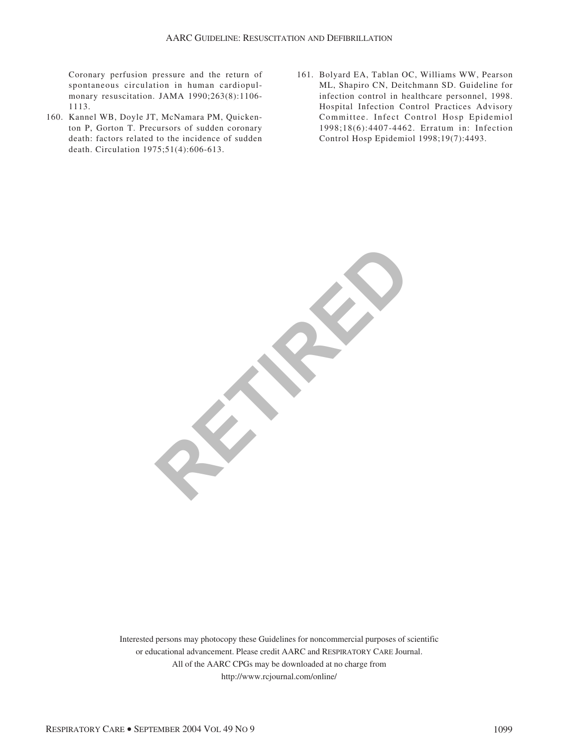Coronary perfusion pressure and the return of spontaneous circulation in human cardiopulmonary resuscitation. JAMA 1990;263(8):1106-1113.

160. Kannel WB, Doyle JT, McNamara PM, Quickenton P, Gorton T. Precursors of sudden coronary death: factors related to the incidence of sudden death. Circulation 1975;51(4):606-613.

161. Bolyard EA, Tablan OC, Williams WW, Pearson ML, Shapiro CN, Deitchmann SD. Guideline for infection control in healthcare personnel, 1998. Hospital Infection Control Practices Advisory Committee. Infect Control Hosp Epidemiol 1998;18(6):4407-4462. Erratum in: Infection Control Hosp Epidemiol 1998;19(7):4493.

RETIRED

Interested persons may photocopy these Guidelines for noncommercial purposes of scientific or educational advancement. Please credit AARC and RESPIRATORY CARE Journal.
All of the AARC CPGs may be downloaded at no charge from
http://www.rcjournal.com/online/